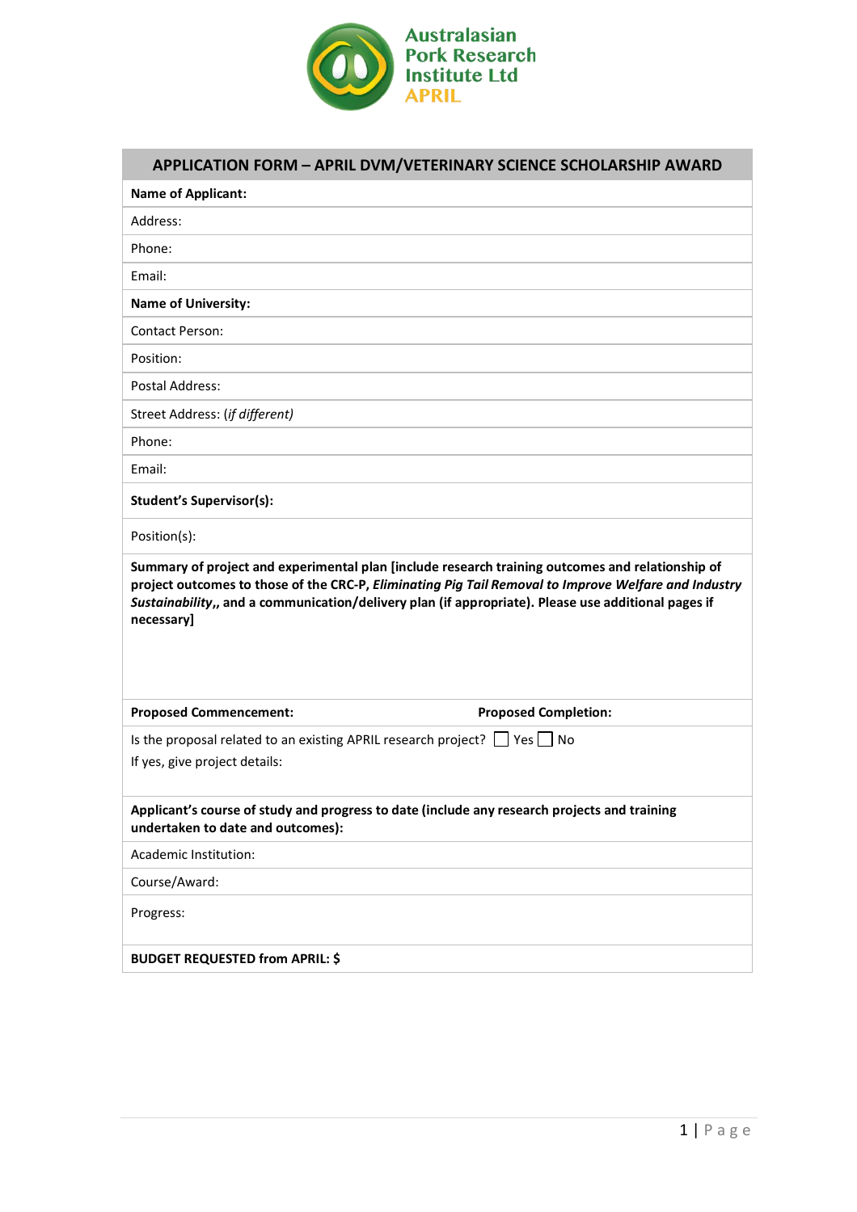Australasian Pork Research Institute Ltd
APRIL

| APPLICATION FORM – APRIL DVM/VETERINARY SCIENCE SCHOLARSHIP AWARD | |
|---|---|
| **Name of Applicant:** | |
| Address: | |
| Phone: | |
| Email: | |
| **Name of University:** | |
| Contact Person: | |
| Position: | |
| Postal Address: | |
| Street Address: (*if different*) | |
| Phone: | |
| Email: | |
| **Student's Supervisor(s):** | |
| Position(s): | |
| **Summary of project and experimental plan [include research training outcomes and relationship of project outcomes to those of the CRC-P, *Eliminating Pig Tail Removal to Improve Welfare and Industry Sustainability*,, and a communication/delivery plan (if appropriate). Please use additional pages if necessary]** | |
| **Proposed Commencement:** | **Proposed Completion:** |
| Is the proposal related to an existing APRIL research project? ☐ Yes ☐ No<br>If yes, give project details: | |
| **Applicant's course of study and progress to date (include any research projects and training undertaken to date and outcomes):** | |
| Academic Institution: | |
| Course/Award: | |
| Progress: | |
| **BUDGET REQUESTED from APRIL: $** | |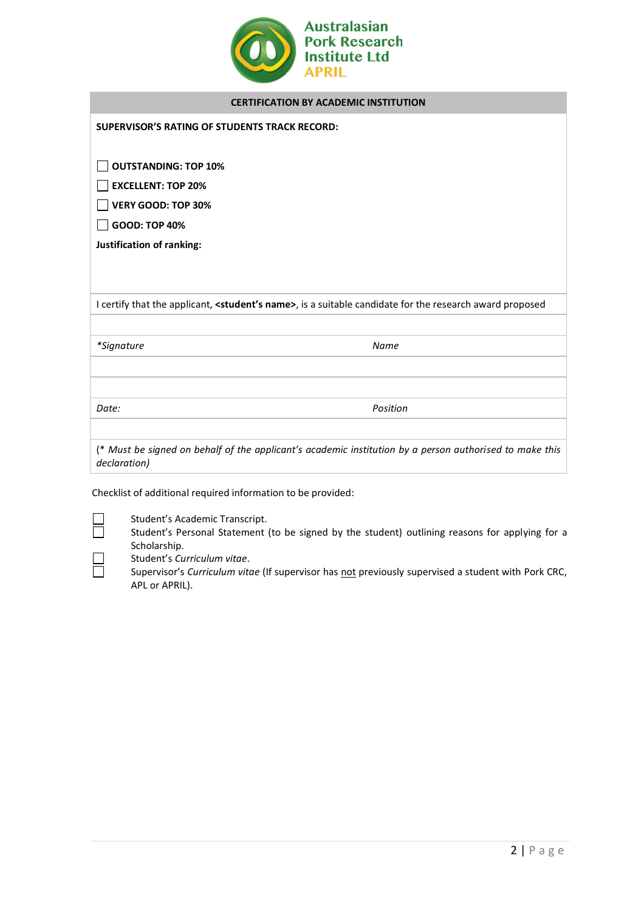Australasian Pork Research Institute Ltd
APRIL

## CERTIFICATION BY ACADEMIC INSTITUTION

**SUPERVISOR'S RATING OF STUDENTS TRACK RECORD:**

- ☐ **OUTSTANDING: TOP 10%**
- ☐ **EXCELLENT: TOP 20%**
- ☐ **VERY GOOD: TOP 30%**
- ☐ **GOOD: TOP 40%**

**Justification of ranking:**

I certify that the applicant, **<student's name>**, is a suitable candidate for the research award proposed

| | |
|---|---|
| *\*Signature* | *Name* |
| | |
| | |
| *Date:* | *Position* |
| | |

(\* *Must be signed on behalf of the applicant's academic institution by a person authorised to make this declaration)*

Checklist of additional required information to be provided:

- ☐ Student's Academic Transcript.
- ☐ Student's Personal Statement (to be signed by the student) outlining reasons for applying for a Scholarship.
- ☐ Student's *Curriculum vitae*.
- ☐ Supervisor's *Curriculum vitae* (If supervisor has not previously supervised a student with Pork CRC, APL or APRIL).